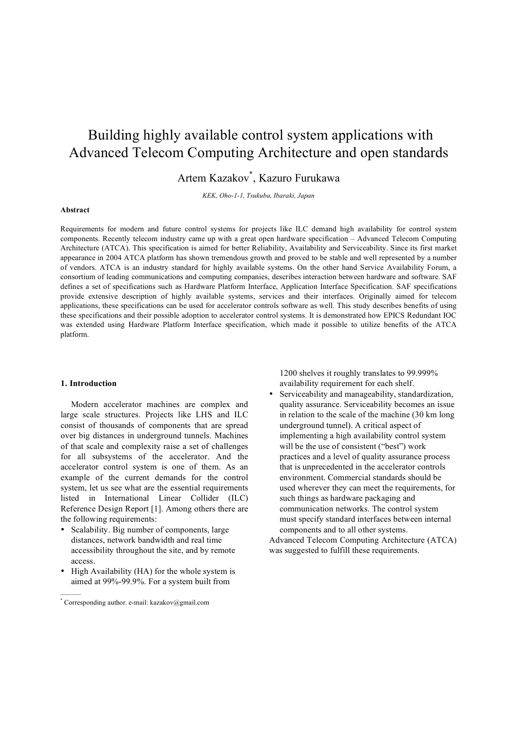# Building highly available control system applications with Advanced Telecom Computing Architecture and open standards

Artem Kazakov[*], Kazuro Furukawa

*KEK, Oho-1-1, Tsukuba, Ibaraki, Japan*

### Abstract

Requirements for modern and future control systems for projects like ILC demand high availability for control system components. Recently telecom industry came up with a great open hardware specification – Advanced Telecom Computing Architecture (ATCA). This specification is aimed for better Reliability, Availability and Serviceability. Since its first market appearance in 2004 ATCA platform has shown tremendous growth and proved to be stable and well represented by a number of vendors. ATCA is an industry standard for highly available systems. On the other hand Service Availability Forum, a consortium of leading communications and computing companies, describes interaction between hardware and software. SAF defines a set of specifications such as Hardware Platform Interface, Application Interface Specification. SAF specifications provide extensive description of highly available systems, services and their interfaces. Originally aimed for telecom applications, these specifications can be used for accelerator controls software as well. This study describes benefits of using these specifications and their possible adoption to accelerator control systems. It is demonstrated how EPICS Redundant IOC was extended using Hardware Platform Interface specification, which made it possible to utilize benefits of the ATCA platform.

## 1. Introduction

Modern accelerator machines are complex and large scale structures. Projects like LHS and ILC consist of thousands of components that are spread over big distances in underground tunnels. Machines of that scale and complexity raise a set of challenges for all subsystems of the accelerator. And the accelerator control system is one of them. As an example of the current demands for the control system, let us see what are the essential requirements listed in International Linear Collider (ILC) Reference Design Report [1]. Among others there are the following requirements:

- Scalability. Big number of components, large distances, network bandwidth and real time accessibility throughout the site, and by remote access.
- High Availability (HA) for the whole system is aimed at 99%-99.9%. For a system built from 1200 shelves it roughly translates to 99.999% availability requirement for each shelf.
- Serviceability and manageability, standardization, quality assurance. Serviceability becomes an issue in relation to the scale of the machine (30 km long underground tunnel). A critical aspect of implementing a high availability control system will be the use of consistent ("best") work practices and a level of quality assurance process that is unprecedented in the accelerator controls environment. Commercial standards should be used wherever they can meet the requirements, for such things as hardware packaging and communication networks. The control system must specify standard interfaces between internal components and to all other systems.

Advanced Telecom Computing Architecture (ATCA) was suggested to fulfill these requirements.

---

[*] Corresponding author. e-mail: kazakov@gmail.com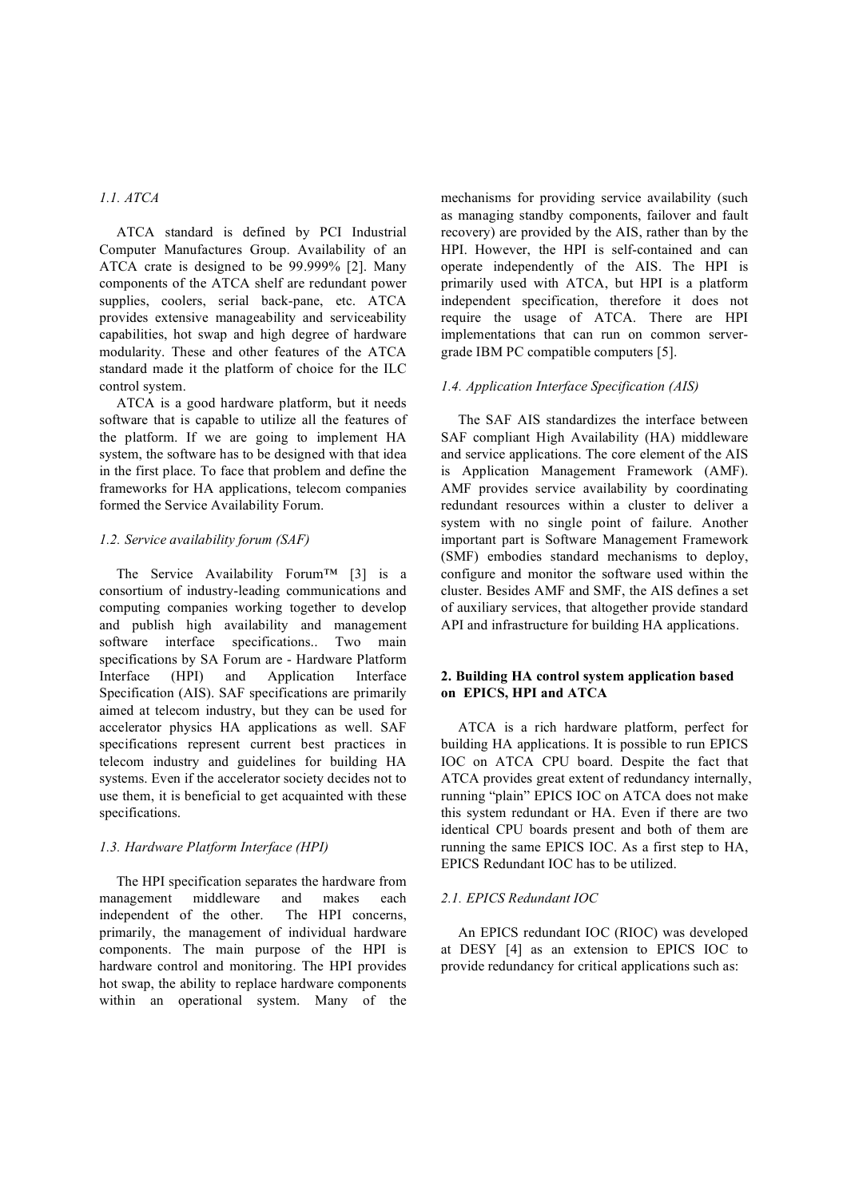### *1.1. ATCA*

ATCA standard is defined by PCI Industrial Computer Manufactures Group. Availability of an ATCA crate is designed to be 99.999% [2]. Many components of the ATCA shelf are redundant power supplies, coolers, serial back-pane, etc. ATCA provides extensive manageability and serviceability capabilities, hot swap and high degree of hardware modularity. These and other features of the ATCA standard made it the platform of choice for the ILC control system.

ATCA is a good hardware platform, but it needs software that is capable to utilize all the features of the platform. If we are going to implement HA system, the software has to be designed with that idea in the first place. To face that problem and define the frameworks for HA applications, telecom companies formed the Service Availability Forum.

### *1.2. Service availability forum (SAF)*

The Service Availability Forum™ [3] is a consortium of industry-leading communications and computing companies working together to develop and publish high availability and management software interface specifications.. Two main specifications by SA Forum are - Hardware Platform Interface (HPI) and Application Interface Specification (AIS). SAF specifications are primarily aimed at telecom industry, but they can be used for accelerator physics HA applications as well. SAF specifications represent current best practices in telecom industry and guidelines for building HA systems. Even if the accelerator society decides not to use them, it is beneficial to get acquainted with these specifications.

### *1.3. Hardware Platform Interface (HPI)*

The HPI specification separates the hardware from management middleware and makes each independent of the other. The HPI concerns, primarily, the management of individual hardware components. The main purpose of the HPI is hardware control and monitoring. The HPI provides hot swap, the ability to replace hardware components within an operational system. Many of the mechanisms for providing service availability (such as managing standby components, failover and fault recovery) are provided by the AIS, rather than by the HPI. However, the HPI is self-contained and can operate independently of the AIS. The HPI is primarily used with ATCA, but HPI is a platform independent specification, therefore it does not require the usage of ATCA. There are HPI implementations that can run on common server-grade IBM PC compatible computers [5].

### *1.4. Application Interface Specification (AIS)*

The SAF AIS standardizes the interface between SAF compliant High Availability (HA) middleware and service applications. The core element of the AIS is Application Management Framework (AMF). AMF provides service availability by coordinating redundant resources within a cluster to deliver a system with no single point of failure. Another important part is Software Management Framework (SMF) embodies standard mechanisms to deploy, configure and monitor the software used within the cluster. Besides AMF and SMF, the AIS defines a set of auxiliary services, that altogether provide standard API and infrastructure for building HA applications.

## **2. Building HA control system application based on EPICS, HPI and ATCA**

ATCA is a rich hardware platform, perfect for building HA applications. It is possible to run EPICS IOC on ATCA CPU board. Despite the fact that ATCA provides great extent of redundancy internally, running "plain" EPICS IOC on ATCA does not make this system redundant or HA. Even if there are two identical CPU boards present and both of them are running the same EPICS IOC. As a first step to HA, EPICS Redundant IOC has to be utilized.

### *2.1. EPICS Redundant IOC*

An EPICS redundant IOC (RIOC) was developed at DESY [4] as an extension to EPICS IOC to provide redundancy for critical applications such as: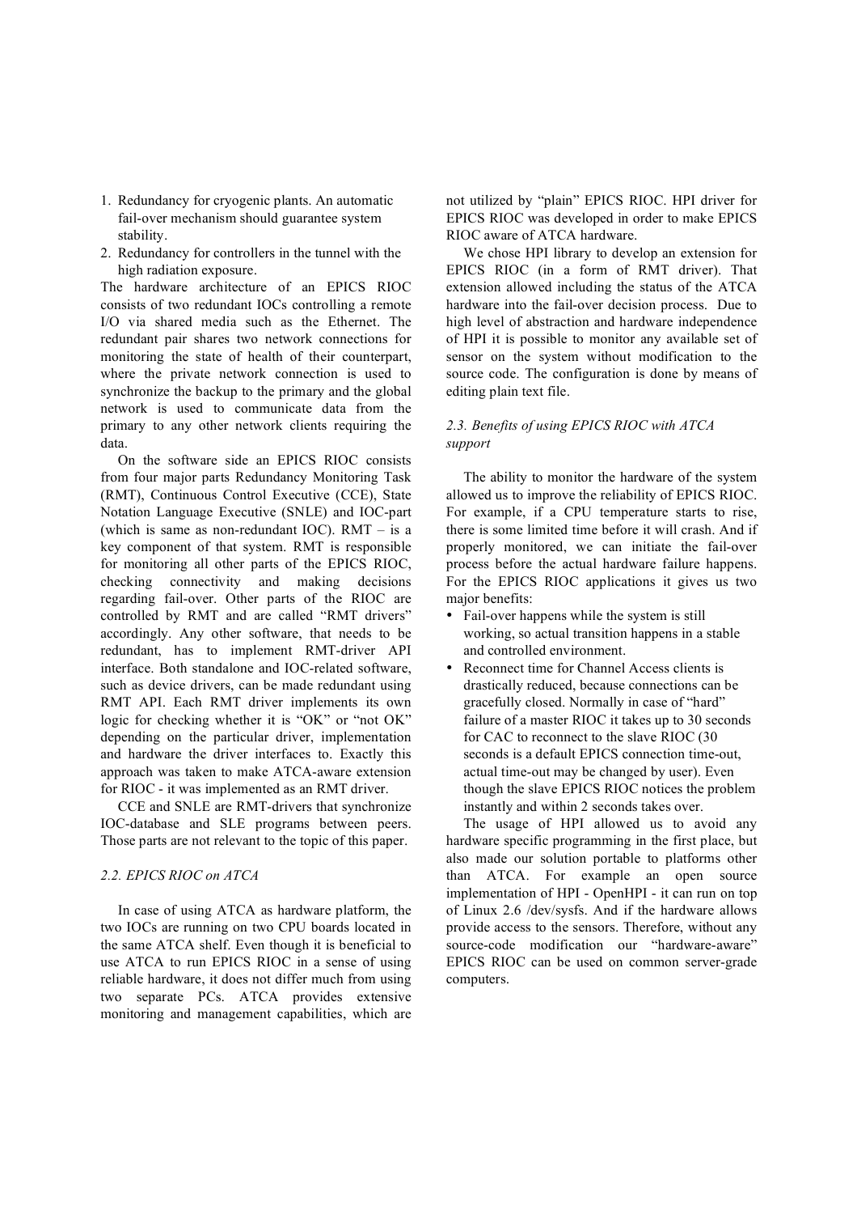1. Redundancy for cryogenic plants. An automatic fail-over mechanism should guarantee system stability.
2. Redundancy for controllers in the tunnel with the high radiation exposure.

The hardware architecture of an EPICS RIOC consists of two redundant IOCs controlling a remote I/O via shared media such as the Ethernet. The redundant pair shares two network connections for monitoring the state of health of their counterpart, where the private network connection is used to synchronize the backup to the primary and the global network is used to communicate data from the primary to any other network clients requiring the data.

On the software side an EPICS RIOC consists from four major parts Redundancy Monitoring Task (RMT), Continuous Control Executive (CCE), State Notation Language Executive (SNLE) and IOC-part (which is same as non-redundant IOC). RMT – is a key component of that system. RMT is responsible for monitoring all other parts of the EPICS RIOC, checking connectivity and making decisions regarding fail-over. Other parts of the RIOC are controlled by RMT and are called "RMT drivers" accordingly. Any other software, that needs to be redundant, has to implement RMT-driver API interface. Both standalone and IOC-related software, such as device drivers, can be made redundant using RMT API. Each RMT driver implements its own logic for checking whether it is "OK" or "not OK" depending on the particular driver, implementation and hardware the driver interfaces to. Exactly this approach was taken to make ATCA-aware extension for RIOC - it was implemented as an RMT driver.

CCE and SNLE are RMT-drivers that synchronize IOC-database and SLE programs between peers. Those parts are not relevant to the topic of this paper.

### *2.2. EPICS RIOC on ATCA*

In case of using ATCA as hardware platform, the two IOCs are running on two CPU boards located in the same ATCA shelf. Even though it is beneficial to use ATCA to run EPICS RIOC in a sense of using reliable hardware, it does not differ much from using two separate PCs. ATCA provides extensive monitoring and management capabilities, which are not utilized by "plain" EPICS RIOC. HPI driver for EPICS RIOC was developed in order to make EPICS RIOC aware of ATCA hardware.

We chose HPI library to develop an extension for EPICS RIOC (in a form of RMT driver). That extension allowed including the status of the ATCA hardware into the fail-over decision process. Due to high level of abstraction and hardware independence of HPI it is possible to monitor any available set of sensor on the system without modification to the source code. The configuration is done by means of editing plain text file.

### *2.3. Benefits of using EPICS RIOC with ATCA support*

The ability to monitor the hardware of the system allowed us to improve the reliability of EPICS RIOC. For example, if a CPU temperature starts to rise, there is some limited time before it will crash. And if properly monitored, we can initiate the fail-over process before the actual hardware failure happens. For the EPICS RIOC applications it gives us two major benefits:

- Fail-over happens while the system is still working, so actual transition happens in a stable and controlled environment.
- Reconnect time for Channel Access clients is drastically reduced, because connections can be gracefully closed. Normally in case of "hard" failure of a master RIOC it takes up to 30 seconds for CAC to reconnect to the slave RIOC (30 seconds is a default EPICS connection time-out, actual time-out may be changed by user). Even though the slave EPICS RIOC notices the problem instantly and within 2 seconds takes over.

The usage of HPI allowed us to avoid any hardware specific programming in the first place, but also made our solution portable to platforms other than ATCA. For example an open source implementation of HPI - OpenHPI - it can run on top of Linux 2.6 /dev/sysfs. And if the hardware allows provide access to the sensors. Therefore, without any source-code modification our "hardware-aware" EPICS RIOC can be used on common server-grade computers.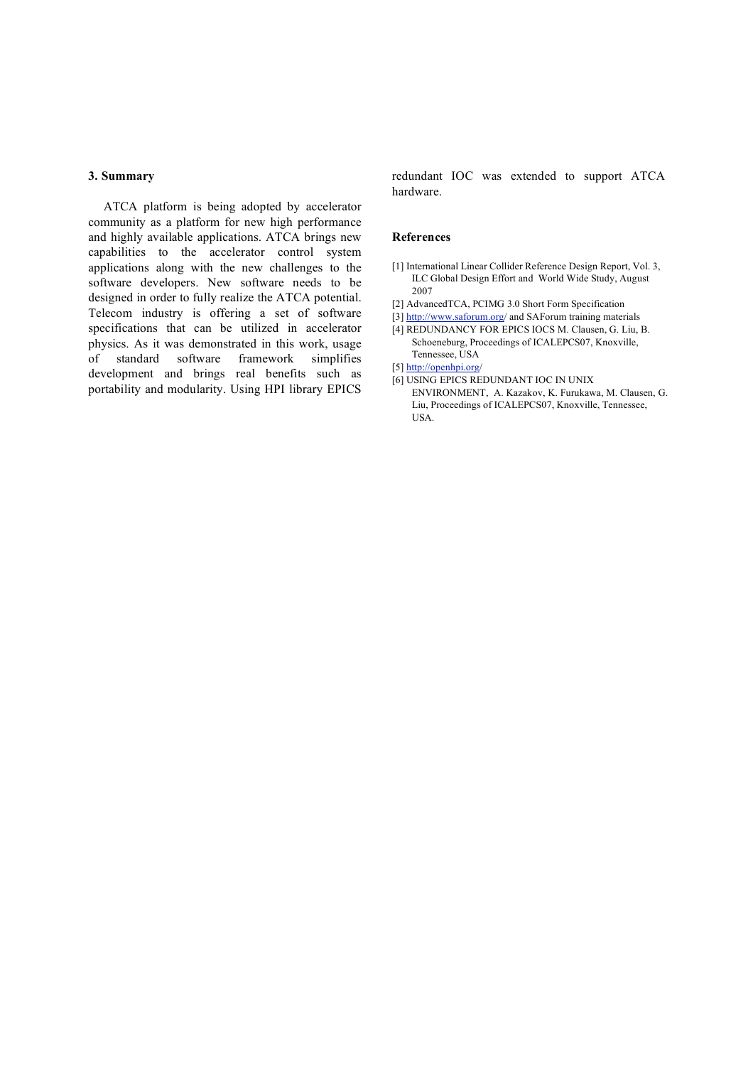## 3. Summary

ATCA platform is being adopted by accelerator community as a platform for new high performance and highly available applications. ATCA brings new capabilities to the accelerator control system applications along with the new challenges to the software developers. New software needs to be designed in order to fully realize the ATCA potential. Telecom industry is offering a set of software specifications that can be utilized in accelerator physics. As it was demonstrated in this work, usage of standard software framework simplifies development and brings real benefits such as portability and modularity. Using HPI library EPICS redundant IOC was extended to support ATCA hardware.

## References

[1] International Linear Collider Reference Design Report, Vol. 3, ILC Global Design Effort and World Wide Study, August 2007

[2] AdvancedTCA, PCIMG 3.0 Short Form Specification

[3] http://www.saforum.org/ and SAForum training materials

[4] REDUNDANCY FOR EPICS IOCS M. Clausen, G. Liu, B. Schoeneburg, Proceedings of ICALEPCS07, Knoxville, Tennessee, USA

[5] http://openhpi.org/

[6] USING EPICS REDUNDANT IOC IN UNIX ENVIRONMENT, A. Kazakov, K. Furukawa, M. Clausen, G. Liu, Proceedings of ICALEPCS07, Knoxville, Tennessee, USA.